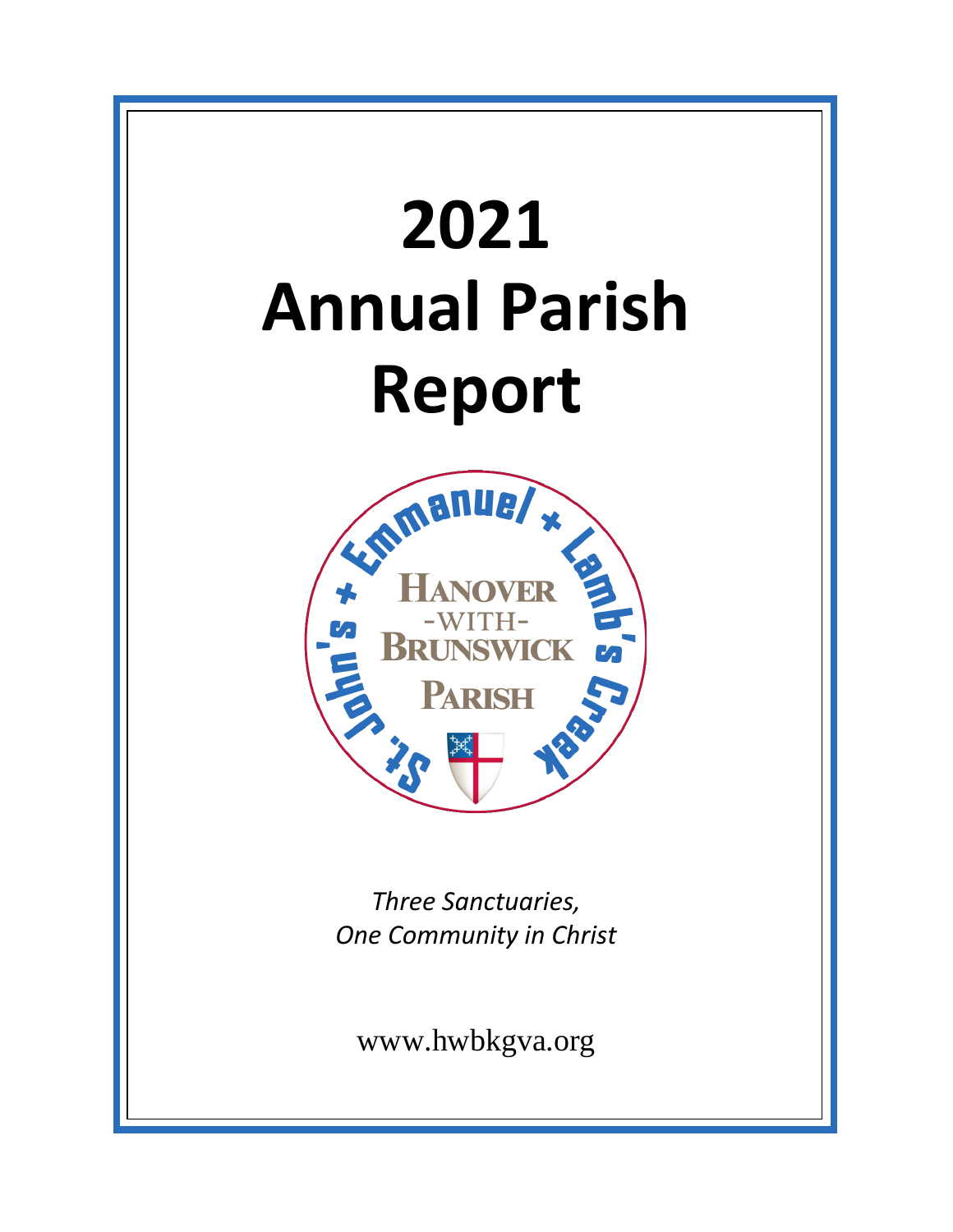# 2021 Annual Parish Report

St. John's + Emmanuel + Lamb's Creek

HANOVER -WITH- BRUNSWICK PARISH

*Three Sanctuaries,*
*One Community in Christ*

www.hwbkgva.org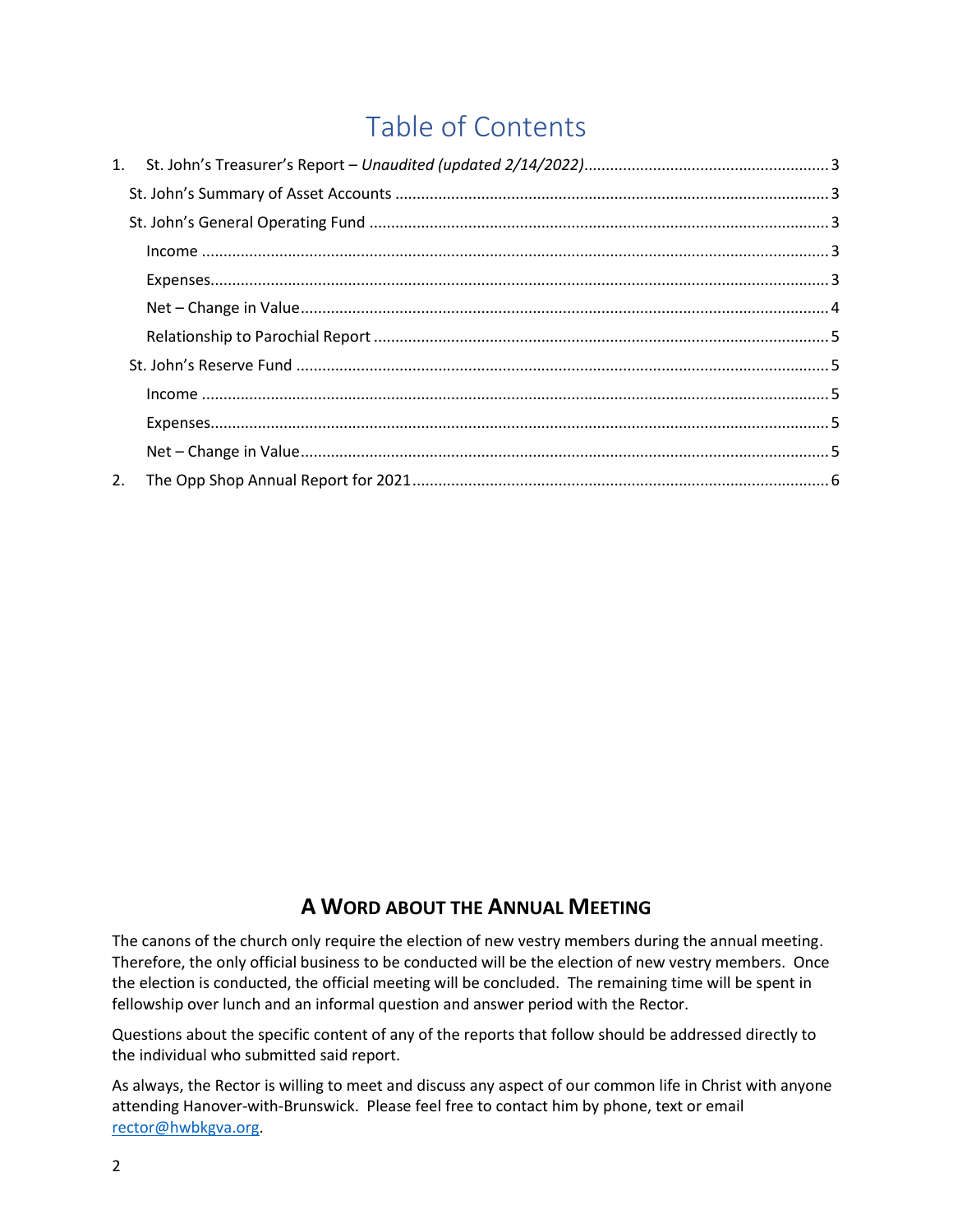# Table of Contents

1. St. John's Treasurer's Report – *Unaudited (updated 2/14/2022)* ........ 3
   - St. John's Summary of Asset Accounts ........ 3
   - St. John's General Operating Fund ........ 3
     - Income ........ 3
     - Expenses ........ 3
     - Net – Change in Value ........ 4
     - Relationship to Parochial Report ........ 5
   - St. John's Reserve Fund ........ 5
     - Income ........ 5
     - Expenses ........ 5
     - Net – Change in Value ........ 5
2. The Opp Shop Annual Report for 2021 ........ 6

## A Word about the Annual Meeting

The canons of the church only require the election of new vestry members during the annual meeting. Therefore, the only official business to be conducted will be the election of new vestry members. Once the election is conducted, the official meeting will be concluded. The remaining time will be spent in fellowship over lunch and an informal question and answer period with the Rector.

Questions about the specific content of any of the reports that follow should be addressed directly to the individual who submitted said report.

As always, the Rector is willing to meet and discuss any aspect of our common life in Christ with anyone attending Hanover-with-Brunswick. Please feel free to contact him by phone, text or email rector@hwbkgva.org.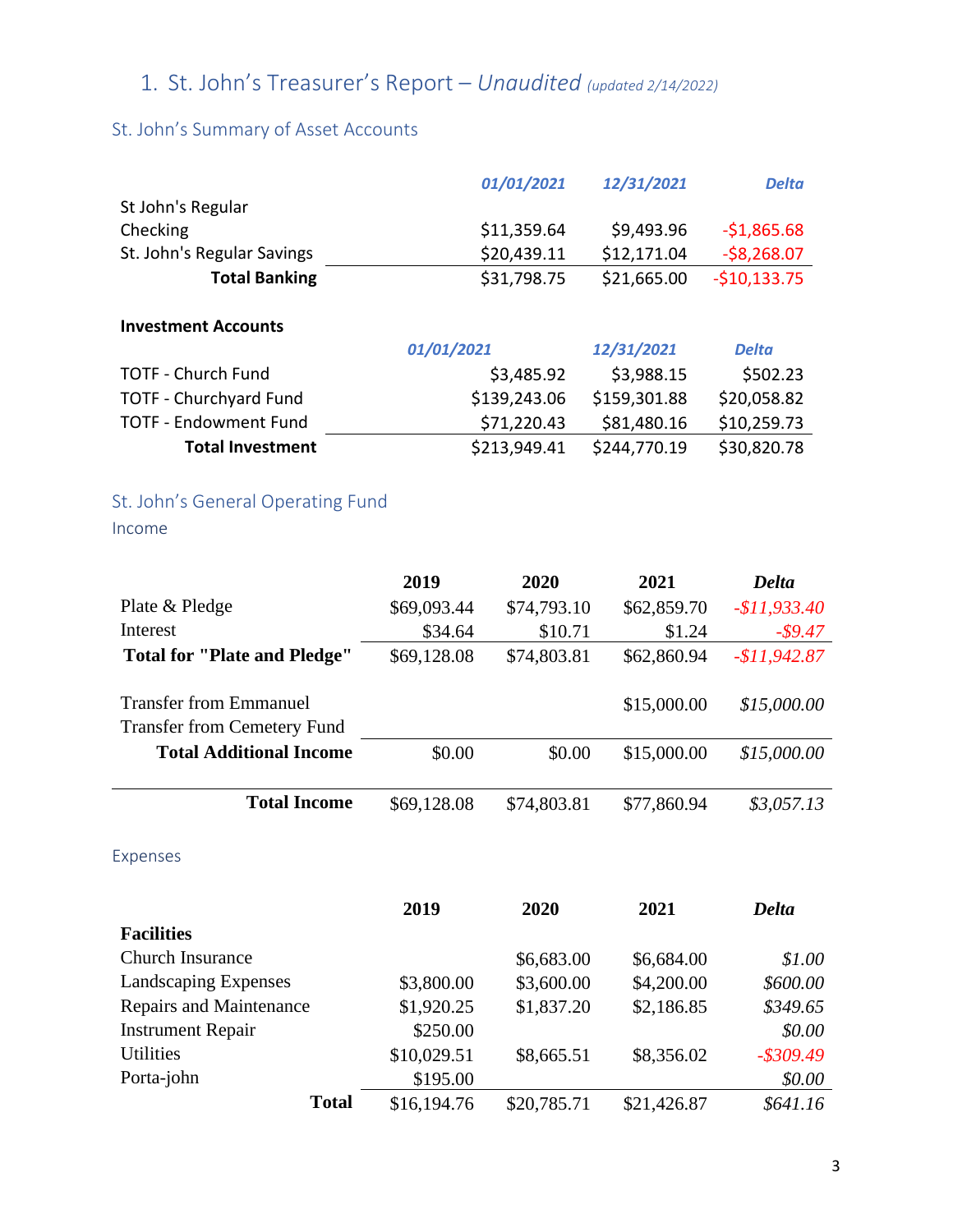# 1. St. John's Treasurer's Report – *Unaudited* *(updated 2/14/2022)*

## St. John's Summary of Asset Accounts

| | *01/01/2021* | *12/31/2021* | *Delta* |
|---|---|---|---|
| St John's Regular Checking | $11,359.64 | $9,493.96 | -$1,865.68 |
| St. John's Regular Savings | $20,439.11 | $12,171.04 | -$8,268.07 |
| **Total Banking** | $31,798.75 | $21,665.00 | -$10,133.75 |

**Investment Accounts**

| | *01/01/2021* | *12/31/2021* | *Delta* |
|---|---|---|---|
| TOTF - Church Fund | $3,485.92 | $3,988.15 | $502.23 |
| TOTF - Churchyard Fund | $139,243.06 | $159,301.88 | $20,058.82 |
| TOTF - Endowment Fund | $71,220.43 | $81,480.16 | $10,259.73 |
| **Total Investment** | $213,949.41 | $244,770.19 | $30,820.78 |

## St. John's General Operating Fund

### Income

| | **2019** | **2020** | **2021** | ***Delta*** |
|---|---|---|---|---|
| Plate & Pledge | $69,093.44 | $74,793.10 | $62,859.70 | *-$11,933.40* |
| Interest | $34.64 | $10.71 | $1.24 | *-$9.47* |
| **Total for "Plate and Pledge"** | $69,128.08 | $74,803.81 | $62,860.94 | *-$11,942.87* |
| Transfer from Emmanuel | | | $15,000.00 | *$15,000.00* |
| Transfer from Cemetery Fund | | | | |
| **Total Additional Income** | $0.00 | $0.00 | $15,000.00 | *$15,000.00* |
| **Total Income** | $69,128.08 | $74,803.81 | $77,860.94 | *$3,057.13* |

### Expenses

| | **2019** | **2020** | **2021** | ***Delta*** |
|---|---|---|---|---|
| **Facilities** | | | | |
| Church Insurance | | $6,683.00 | $6,684.00 | *$1.00* |
| Landscaping Expenses | $3,800.00 | $3,600.00 | $4,200.00 | *$600.00* |
| Repairs and Maintenance | $1,920.25 | $1,837.20 | $2,186.85 | *$349.65* |
| Instrument Repair | $250.00 | | | *$0.00* |
| Utilities | $10,029.51 | $8,665.51 | $8,356.02 | *-$309.49* |
| Porta-john | $195.00 | | | *$0.00* |
| **Total** | $16,194.76 | $20,785.71 | $21,426.87 | *$641.16* |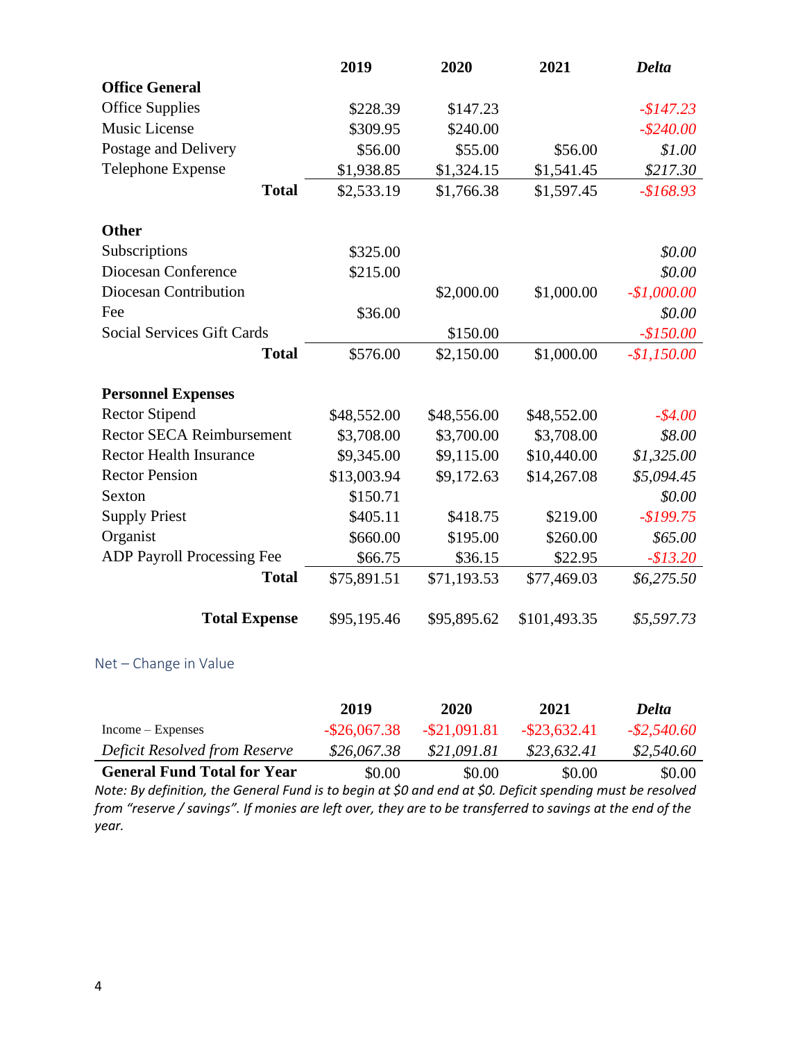| | 2019 | 2020 | 2021 | *Delta* |
|---|---|---|---|---|
| **Office General** | | | | |
| Office Supplies | $228.39 | $147.23 | | *-$147.23* |
| Music License | $309.95 | $240.00 | | *-$240.00* |
| Postage and Delivery | $56.00 | $55.00 | $56.00 | *$1.00* |
| Telephone Expense | $1,938.85 | $1,324.15 | $1,541.45 | *$217.30* |
| **Total** | $2,533.19 | $1,766.38 | $1,597.45 | *-$168.93* |
| | | | | |
| **Other** | | | | |
| Subscriptions | $325.00 | | | *$0.00* |
| Diocesan Conference | $215.00 | | | *$0.00* |
| Diocesan Contribution | | $2,000.00 | $1,000.00 | *-$1,000.00* |
| Fee | $36.00 | | | *$0.00* |
| Social Services Gift Cards | | $150.00 | | *-$150.00* |
| **Total** | $576.00 | $2,150.00 | $1,000.00 | *-$1,150.00* |
| | | | | |
| **Personnel Expenses** | | | | |
| Rector Stipend | $48,552.00 | $48,556.00 | $48,552.00 | *-$4.00* |
| Rector SECA Reimbursement | $3,708.00 | $3,700.00 | $3,708.00 | *$8.00* |
| Rector Health Insurance | $9,345.00 | $9,115.00 | $10,440.00 | *$1,325.00* |
| Rector Pension | $13,003.94 | $9,172.63 | $14,267.08 | *$5,094.45* |
| Sexton | $150.71 | | | *$0.00* |
| Supply Priest | $405.11 | $418.75 | $219.00 | *-$199.75* |
| Organist | $660.00 | $195.00 | $260.00 | *$65.00* |
| ADP Payroll Processing Fee | $66.75 | $36.15 | $22.95 | *-$13.20* |
| **Total** | $75,891.51 | $71,193.53 | $77,469.03 | *$6,275.50* |
| | | | | |
| **Total Expense** | $95,195.46 | $95,895.62 | $101,493.35 | *$5,597.73* |

## Net – Change in Value

| | 2019 | 2020 | 2021 | *Delta* |
|---|---|---|---|---|
| Income – Expenses | -$26,067.38 | -$21,091.81 | -$23,632.41 | *-$2,540.60* |
| *Deficit Resolved from Reserve* | *$26,067.38* | *$21,091.81* | *$23,632.41* | *$2,540.60* |
| **General Fund Total for Year** | $0.00 | $0.00 | $0.00 | $0.00 |

*Note: By definition, the General Fund is to begin at $0 and end at $0. Deficit spending must be resolved from "reserve / savings". If monies are left over, they are to be transferred to savings at the end of the year.*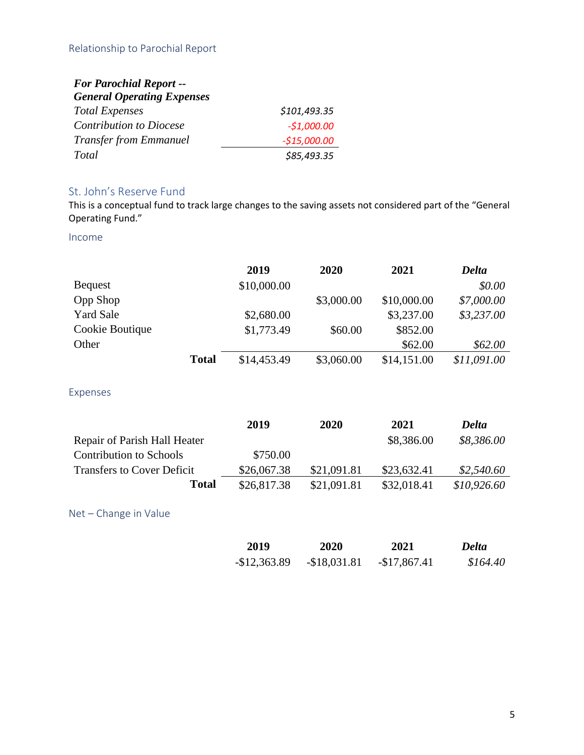## Relationship to Parochial Report

| ***For Parochial Report -- General Operating Expenses*** | |
|---|---|
| *Total Expenses* | *$101,493.35* |
| *Contribution to Diocese* | *-$1,000.00* |
| *Transfer from Emmanuel* | *-$15,000.00* |
| *Total* | *$85,493.35* |

## St. John's Reserve Fund

This is a conceptual fund to track large changes to the saving assets not considered part of the "General Operating Fund."

### Income

| | 2019 | 2020 | 2021 | *Delta* |
|---|---|---|---|---|
| Bequest | $10,000.00 | | | *$0.00* |
| Opp Shop | | $3,000.00 | $10,000.00 | *$7,000.00* |
| Yard Sale | $2,680.00 | | $3,237.00 | *$3,237.00* |
| Cookie Boutique | $1,773.49 | $60.00 | $852.00 | |
| Other | | | $62.00 | *$62.00* |
| **Total** | $14,453.49 | $3,060.00 | $14,151.00 | *$11,091.00* |

### Expenses

| | 2019 | 2020 | 2021 | *Delta* |
|---|---|---|---|---|
| Repair of Parish Hall Heater | | | $8,386.00 | *$8,386.00* |
| Contribution to Schools | $750.00 | | | |
| Transfers to Cover Deficit | $26,067.38 | $21,091.81 | $23,632.41 | *$2,540.60* |
| **Total** | $26,817.38 | $21,091.81 | $32,018.41 | *$10,926.60* |

### Net – Change in Value

| 2019 | 2020 | 2021 | *Delta* |
|---|---|---|---|
| -$12,363.89 | -$18,031.81 | -$17,867.41 | *$164.40* |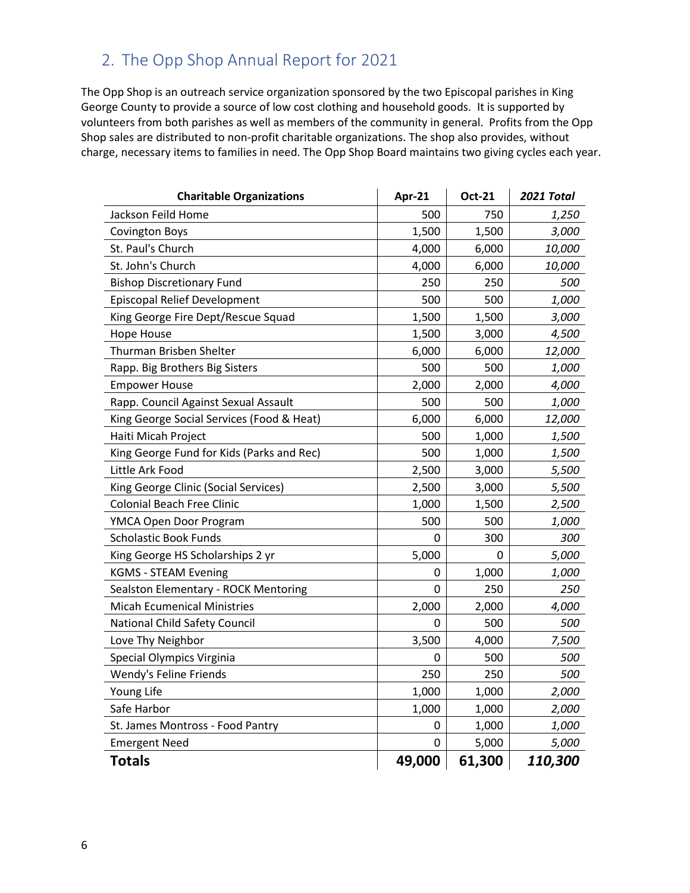## 2. The Opp Shop Annual Report for 2021

The Opp Shop is an outreach service organization sponsored by the two Episcopal parishes in King George County to provide a source of low cost clothing and household goods. It is supported by volunteers from both parishes as well as members of the community in general. Profits from the Opp Shop sales are distributed to non-profit charitable organizations. The shop also provides, without charge, necessary items to families in need. The Opp Shop Board maintains two giving cycles each year.

| **Charitable Organizations** | **Apr-21** | **Oct-21** | ***2021 Total*** |
|---|---|---|---|
| Jackson Feild Home | 500 | 750 | *1,250* |
| Covington Boys | 1,500 | 1,500 | *3,000* |
| St. Paul's Church | 4,000 | 6,000 | *10,000* |
| St. John's Church | 4,000 | 6,000 | *10,000* |
| Bishop Discretionary Fund | 250 | 250 | *500* |
| Episcopal Relief Development | 500 | 500 | *1,000* |
| King George Fire Dept/Rescue Squad | 1,500 | 1,500 | *3,000* |
| Hope House | 1,500 | 3,000 | *4,500* |
| Thurman Brisben Shelter | 6,000 | 6,000 | *12,000* |
| Rapp. Big Brothers Big Sisters | 500 | 500 | *1,000* |
| Empower House | 2,000 | 2,000 | *4,000* |
| Rapp. Council Against Sexual Assault | 500 | 500 | *1,000* |
| King George Social Services (Food & Heat) | 6,000 | 6,000 | *12,000* |
| Haiti Micah Project | 500 | 1,000 | *1,500* |
| King George Fund for Kids (Parks and Rec) | 500 | 1,000 | *1,500* |
| Little Ark Food | 2,500 | 3,000 | *5,500* |
| King George Clinic (Social Services) | 2,500 | 3,000 | *5,500* |
| Colonial Beach Free Clinic | 1,000 | 1,500 | *2,500* |
| YMCA Open Door Program | 500 | 500 | *1,000* |
| Scholastic Book Funds | 0 | 300 | *300* |
| King George HS Scholarships 2 yr | 5,000 | 0 | *5,000* |
| KGMS - STEAM Evening | 0 | 1,000 | *1,000* |
| Sealston Elementary - ROCK Mentoring | 0 | 250 | *250* |
| Micah Ecumenical Ministries | 2,000 | 2,000 | *4,000* |
| National Child Safety Council | 0 | 500 | *500* |
| Love Thy Neighbor | 3,500 | 4,000 | *7,500* |
| Special Olympics Virginia | 0 | 500 | *500* |
| Wendy's Feline Friends | 250 | 250 | *500* |
| Young Life | 1,000 | 1,000 | *2,000* |
| Safe Harbor | 1,000 | 1,000 | *2,000* |
| St. James Montross - Food Pantry | 0 | 1,000 | *1,000* |
| Emergent Need | 0 | 5,000 | *5,000* |
| **Totals** | **49,000** | **61,300** | ***110,300*** |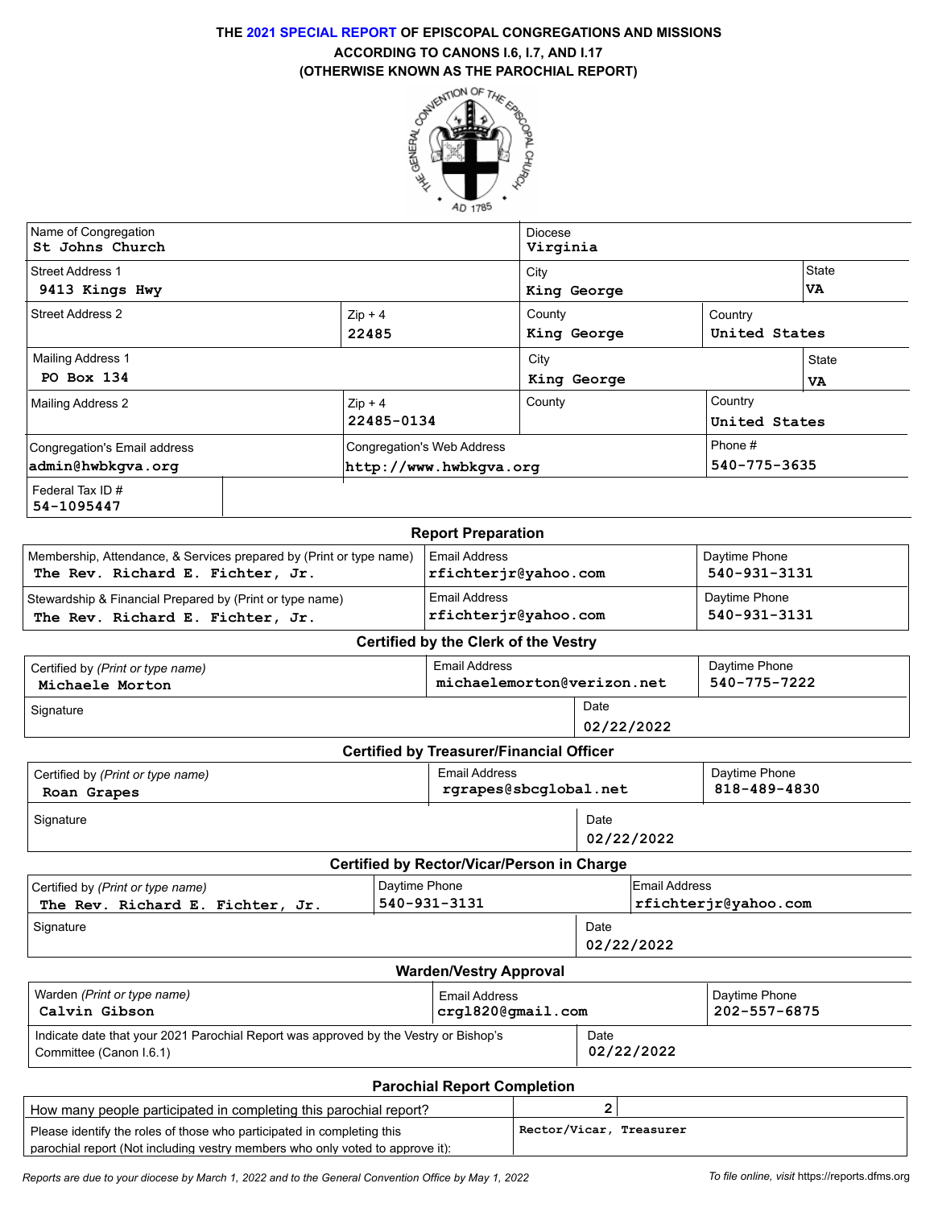# THE 2021 SPECIAL REPORT OF EPISCOPAL CONGREGATIONS AND MISSIONS ACCORDING TO CANONS I.6, I.7, AND I.17 (OTHERWISE KNOWN AS THE PAROCHIAL REPORT)

| Name of Congregation | | Diocese | |
|---|---|---|---|
| St Johns Church | | Virginia | |

| Street Address 1 | | City | State |
|---|---|---|---|
| 9413 Kings Hwy | | King George | VA |

| Street Address 2 | Zip + 4 | County | Country |
|---|---|---|---|
| | 22485 | King George | United States |

| Mailing Address 1 | | City | State |
|---|---|---|---|
| PO Box 134 | | King George | VA |

| Mailing Address 2 | Zip + 4 | County | Country |
|---|---|---|---|
| | 22485-0134 | | United States |

| Congregation's Email address | Congregation's Web Address | Phone # |
|---|---|---|
| admin@hwbkgva.org | http://www.hwbkgva.org | 540-775-3635 |

| Federal Tax ID # |
|---|
| 54-1095447 |

## Report Preparation

| | Email Address | Daytime Phone |
|---|---|---|
| Membership, Attendance, & Services prepared by (Print or type name): The Rev. Richard E. Fichter, Jr. | rfichterjr@yahoo.com | 540-931-3131 |
| Stewardship & Financial Prepared by (Print or type name): The Rev. Richard E. Fichter, Jr. | rfichterjr@yahoo.com | 540-931-3131 |

## Certified by the Clerk of the Vestry

| Certified by *(Print or type name)* | Email Address | Daytime Phone |
|---|---|---|
| Michaele Morton | michaelemorton@verizon.net | 540-775-7222 |
| Signature | Date: 02/22/2022 | |

## Certified by Treasurer/Financial Officer

| Certified by *(Print or type name)* | Email Address | Daytime Phone |
|---|---|---|
| Roan Grapes | rgrapes@sbcglobal.net | 818-489-4830 |
| Signature | Date: 02/22/2022 | |

## Certified by Rector/Vicar/Person in Charge

| Certified by *(Print or type name)* | Daytime Phone | Email Address |
|---|---|---|
| The Rev. Richard E. Fichter, Jr. | 540-931-3131 | rfichterjr@yahoo.com |
| Signature | Date: 02/22/2022 | |

## Warden/Vestry Approval

| Warden *(Print or type name)* | Email Address | Daytime Phone |
|---|---|---|
| Calvin Gibson | crgl820@gmail.com | 202-557-6875 |
| Indicate date that your 2021 Parochial Report was approved by the Vestry or Bishop's Committee (Canon I.6.1) | Date: 02/22/2022 | |

## Parochial Report Completion

| | |
|---|---|
| How many people participated in completing this parochial report? | 2 |
| Please identify the roles of those who participated in completing this parochial report (Not including vestry members who only voted to approve it): | Rector/Vicar, Treasurer |

*Reports are due to your diocese by March 1, 2022 and to the General Convention Office by May 1, 2022*

*To file online, visit* https://reports.dfms.org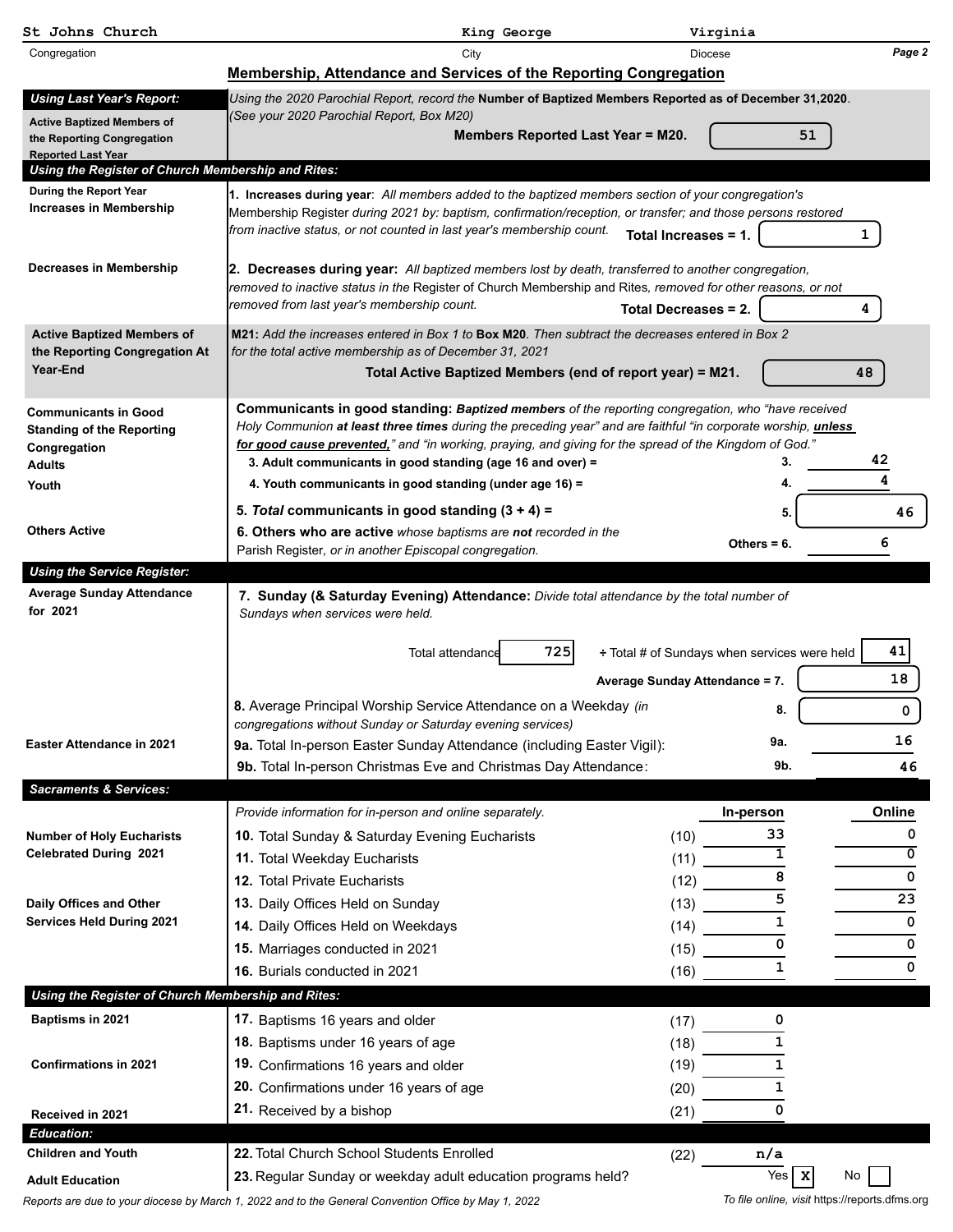**St Johns Church** — Congregation | **King George** — City | **Virginia** — Diocese | *Page 2*

## Membership, Attendance and Services of the Reporting Congregation

### *Using Last Year's Report:*

**Active Baptized Members of the Reporting Congregation Reported Last Year**

*Using the 2020 Parochial Report, record the* **Number of Baptized Members Reported as of December 31,2020**. *(See your 2020 Parochial Report, Box M20)*

**Members Reported Last Year = M20.** 51

### *Using the Register of Church Membership and Rites:*

**During the Report Year Increases in Membership**

**1. Increases during year**: *All members added to the baptized members section of your congregation's* Membership Register *during 2021 by: baptism, confirmation/reception, or transfer; and those persons restored from inactive status, or not counted in last year's membership count.* **Total Increases = 1.** 1

**Decreases in Membership**

**2. Decreases during year:** *All baptized members lost by death, transferred to another congregation, removed to inactive status in the* Register of Church Membership and Rites*, removed for other reasons, or not removed from last year's membership count.* **Total Decreases = 2.** 4

**Active Baptized Members of the Reporting Congregation At Year-End**

**M21:** *Add the increases entered in Box 1 to* **Box M20**. *Then subtract the decreases entered in Box 2 for the total active membership as of December 31, 2021*

**Total Active Baptized Members (end of report year) = M21.** 48

**Communicants in Good Standing of the Reporting Congregation**

**Communicants in good standing:** ***Baptized members*** *of the reporting congregation, who "have received Holy Communion* ***at least three times*** *during the preceding year" and are faithful "in corporate worship,* ***unless for good cause prevented,****" and "in working, praying, and giving for the spread of the Kingdom of God."*

| | | | |
|---|---|---|---|
| Adults | **3. Adult communicants in good standing (age 16 and over) =** | 3. | 42 |
| Youth | **4. Youth communicants in good standing (under age 16) =** | 4. | 4 |
| | **5.** ***Total*** **communicants in good standing (3 + 4) =** | 5. | 46 |
| Others Active | **6. Others who are active** *whose baptisms are* ***not*** *recorded in the* Parish Register, *or in another Episcopal congregation.* | Others = 6. | 6 |

### *Using the Service Register:*

**Average Sunday Attendance for 2021**

**7. Sunday (& Saturday Evening) Attendance:** *Divide total attendance by the total number of Sundays when services were held.*

Total attendance 725 ÷ Total # of Sundays when services were held 41

**Average Sunday Attendance = 7.** 18

**8.** Average Principal Worship Service Attendance on a Weekday *(in congregations without Sunday or Saturday evening services)* **8.** 0

**Easter Attendance in 2021**

**9a.** Total In-person Easter Sunday Attendance (including Easter Vigil): **9a.** 16

**9b.** Total In-person Christmas Eve and Christmas Day Attendance: **9b.** 46

### *Sacraments & Services:*

*Provide information for in-person and online separately.*

| | | | In-person | Online |
|---|---|---|---|---|
| **Number of Holy Eucharists Celebrated During 2021** | **10.** Total Sunday & Saturday Evening Eucharists | (10) | 33 | 0 |
| | **11.** Total Weekday Eucharists | (11) | 1 | 0 |
| | **12.** Total Private Eucharists | (12) | 8 | 0 |
| **Daily Offices and Other Services Held During 2021** | **13.** Daily Offices Held on Sunday | (13) | 5 | 23 |
| | **14.** Daily Offices Held on Weekdays | (14) | 1 | 0 |
| | **15.** Marriages conducted in 2021 | (15) | 0 | 0 |
| | **16.** Burials conducted in 2021 | (16) | 1 | 0 |

### *Using the Register of Church Membership and Rites:*

| | | | |
|---|---|---|---|
| **Baptisms in 2021** | **17.** Baptisms 16 years and older | (17) | 0 |
| | **18.** Baptisms under 16 years of age | (18) | 1 |
| **Confirmations in 2021** | **19.** Confirmations 16 years and older | (19) | 1 |
| | **20.** Confirmations under 16 years of age | (20) | 1 |
| **Received in 2021** | **21.** Received by a bishop | (21) | 0 |

### *Education:*

| | | | |
|---|---|---|---|
| **Children and Youth** | **22.** Total Church School Students Enrolled | (22) | n/a |
| **Adult Education** | **23.** Regular Sunday or weekday adult education programs held? | | Yes [X] No [ ] |

*Reports are due to your diocese by March 1, 2022 and to the General Convention Office by May 1, 2022*

*To file online, visit* https://reports.dfms.org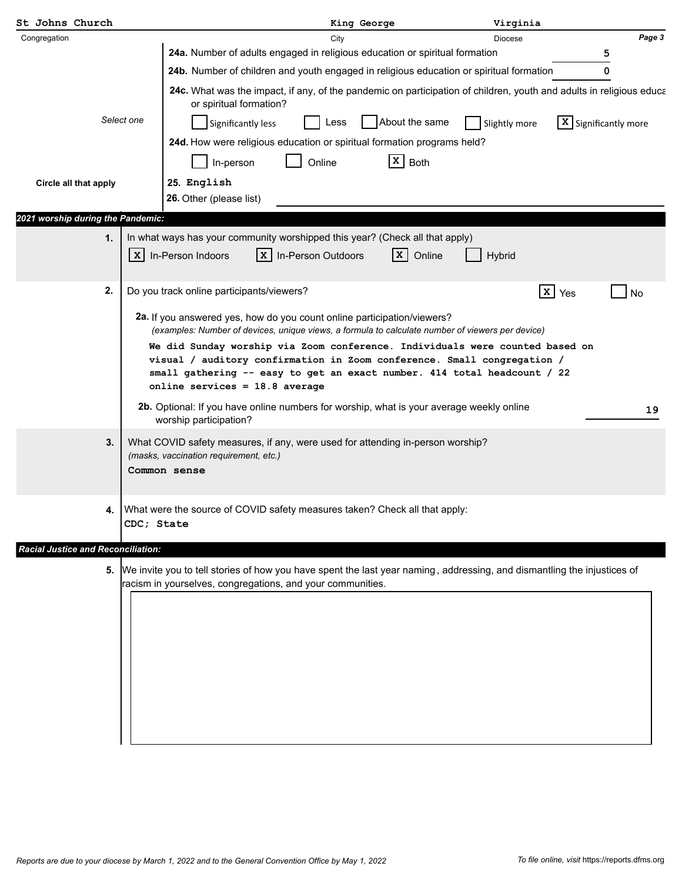**St Johns Church** — Congregation | **King George** — City | **Virginia** — Diocese

**24a.** Number of adults engaged in religious education or spiritual formation: 5

**24b.** Number of children and youth engaged in religious education or spiritual formation: 0

**24c.** What was the impact, if any, of the pandemic on participation of children, youth and adults in religious educa or spiritual formation?

*Select one*

[ ] Significantly less [ ] Less [ ] About the same [ ] Slightly more [X] Significantly more

**24d.** How were religious education or spiritual formation programs held?

[ ] In-person [ ] Online [X] Both

**Circle all that apply**

**25.** English

**26.** Other (please list)

## *2021 worship during the Pandemic:*

**1.** In what ways has your community worshipped this year? (Check all that apply)

[X] In-Person Indoors [X] In-Person Outdoors [X] Online [ ] Hybrid

**2.** Do you track online participants/viewers? [X] Yes [ ] No

**2a.** If you answered yes, how do you count online participation/viewers?
*(examples: Number of devices, unique views, a formula to calculate number of viewers per device)*

We did Sunday worship via Zoom conference. Individuals were counted based on visual / auditory confirmation in Zoom conference. Small congregation / small gathering -- easy to get an exact number. 414 total headcount / 22 online services = 18.8 average

**2b.** Optional: If you have online numbers for worship, what is your average weekly online worship participation? 19

**3.** What COVID safety measures, if any, were used for attending in-person worship?
*(masks, vaccination requirement, etc.)*

Common sense

**4.** What were the source of COVID safety measures taken? Check all that apply:

CDC; State

## *Racial Justice and Reconciliation:*

**5.** We invite you to tell stories of how you have spent the last year naming, addressing, and dismantling the injustices of racism in yourselves, congregations, and your communities.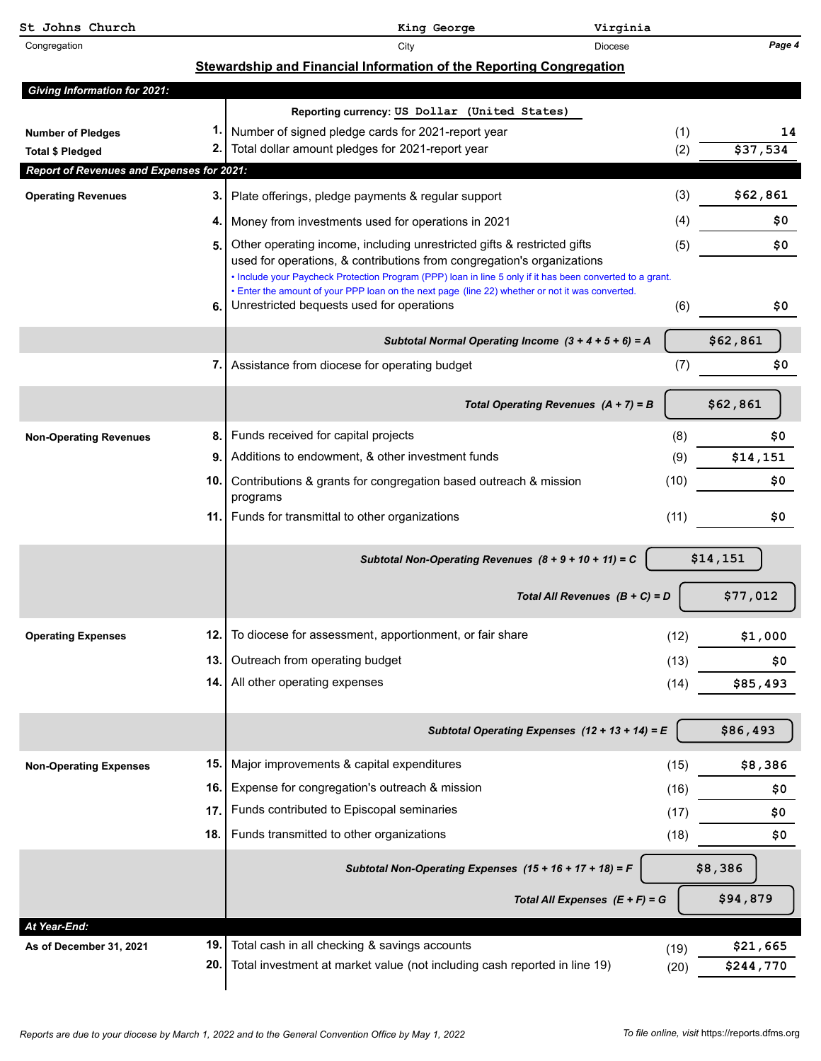St Johns Church | King George | Virginia

Congregation | City | Diocese

Page 4

## Stewardship and Financial Information of the Reporting Congregation

### Giving Information for 2021:

Reporting currency: US Dollar (United States)

| | | | | |
|---|---|---|---|---|
| **Number of Pledges** | 1. | Number of signed pledge cards for 2021-report year | (1) | 14 |
| **Total $ Pledged** | 2. | Total dollar amount pledges for 2021-report year | (2) | $37,534 |

### Report of Revenues and Expenses for 2021:

| | | | | |
|---|---|---|---|---|
| **Operating Revenues** | 3. | Plate offerings, pledge payments & regular support | (3) | $62,861 |
| | 4. | Money from investments used for operations in 2021 | (4) | $0 |
| | 5. | Other operating income, including unrestricted gifts & restricted gifts used for operations, & contributions from congregation's organizations<br>• Include your Paycheck Protection Program (PPP) loan in line 5 only if it has been converted to a grant.<br>• Enter the amount of your PPP loan on the next page (line 22) whether or not it was converted. | (5) | $0 |
| | 6. | Unrestricted bequests used for operations | (6) | $0 |
| | | *Subtotal Normal Operating Income (3 + 4 + 5 + 6) = A* | | $62,861 |
| | 7. | Assistance from diocese for operating budget | (7) | $0 |
| | | *Total Operating Revenues (A + 7) = B* | | $62,861 |
| **Non-Operating Revenues** | 8. | Funds received for capital projects | (8) | $0 |
| | 9. | Additions to endowment, & other investment funds | (9) | $14,151 |
| | 10. | Contributions & grants for congregation based outreach & mission programs | (10) | $0 |
| | 11. | Funds for transmittal to other organizations | (11) | $0 |
| | | *Subtotal Non-Operating Revenues (8 + 9 + 10 + 11) = C* | | $14,151 |
| | | *Total All Revenues (B + C) = D* | | $77,012 |
| **Operating Expenses** | 12. | To diocese for assessment, apportionment, or fair share | (12) | $1,000 |
| | 13. | Outreach from operating budget | (13) | $0 |
| | 14. | All other operating expenses | (14) | $85,493 |
| | | *Subtotal Operating Expenses (12 + 13 + 14) = E* | | $86,493 |
| **Non-Operating Expenses** | 15. | Major improvements & capital expenditures | (15) | $8,386 |
| | 16. | Expense for congregation's outreach & mission | (16) | $0 |
| | 17. | Funds contributed to Episcopal seminaries | (17) | $0 |
| | 18. | Funds transmitted to other organizations | (18) | $0 |
| | | *Subtotal Non-Operating Expenses (15 + 16 + 17 + 18) = F* | | $8,386 |
| | | *Total All Expenses (E + F) = G* | | $94,879 |

### At Year-End:

| | | | | |
|---|---|---|---|---|
| **As of December 31, 2021** | 19. | Total cash in all checking & savings accounts | (19) | $21,665 |
| | 20. | Total investment at market value (not including cash reported in line 19) | (20) | $244,770 |

*Reports are due to your diocese by March 1, 2022 and to the General Convention Office by May 1, 2022*

*To file online, visit* https://reports.dfms.org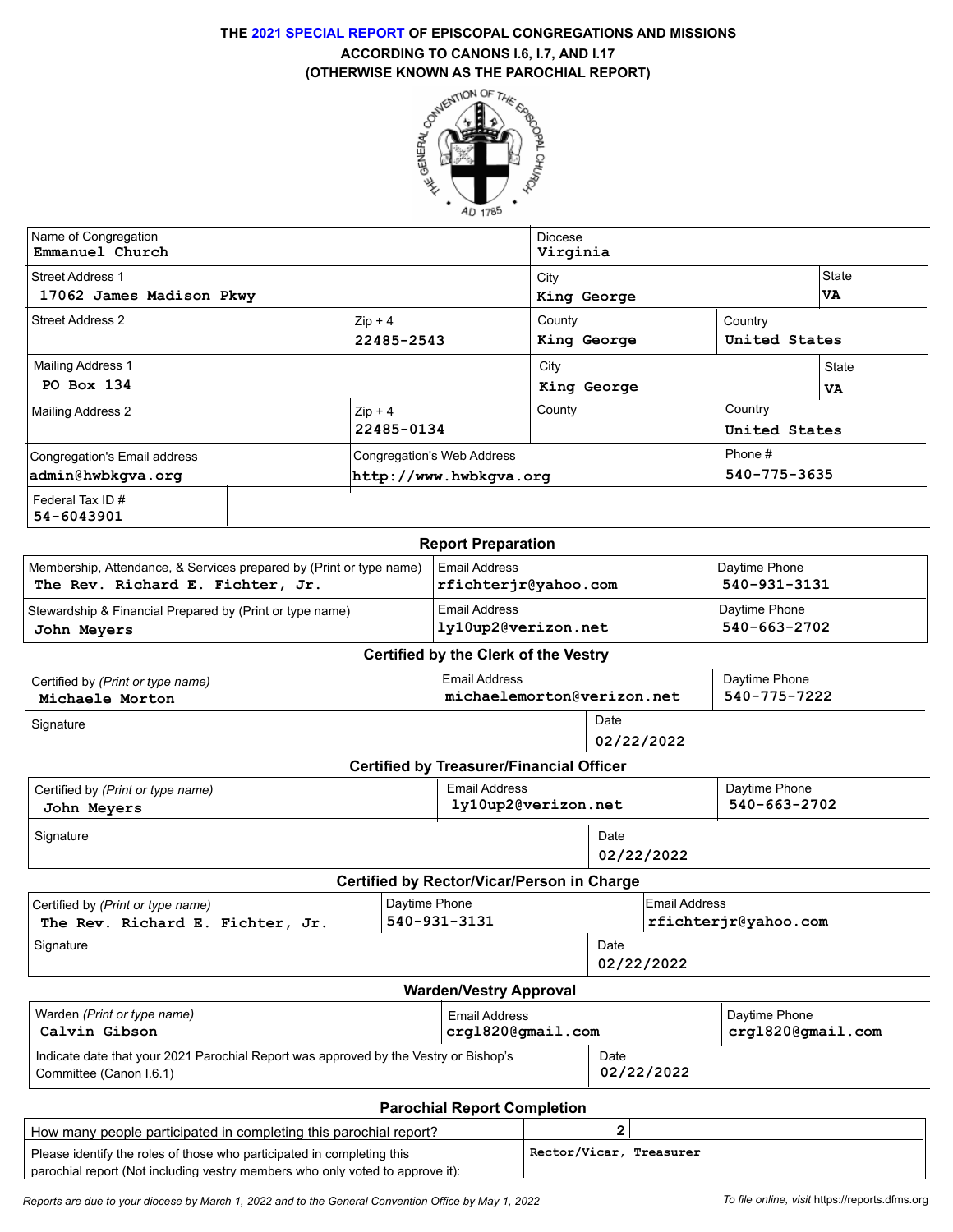# THE 2021 SPECIAL REPORT OF EPISCOPAL CONGREGATIONS AND MISSIONS ACCORDING TO CANONS I.6, I.7, AND I.17 (OTHERWISE KNOWN AS THE PAROCHIAL REPORT)

| Name of Congregation | | Diocese | | |
|---|---|---|---|---|
| **Emmanuel Church** | | **Virginia** | | |
| Street Address 1: **17062 James Madison Pkwy** | | City: **King George** | | State: **VA** |
| Street Address 2 | Zip + 4: **22485-2543** | County: **King George** | Country: **United States** | |
| Mailing Address 1: **PO Box 134** | | City: **King George** | | State: **VA** |
| Mailing Address 2 | Zip + 4: **22485-0134** | County | Country: **United States** | |
| Congregation's Email address: **admin@hwbkgva.org** | Congregation's Web Address: **http://www.hwbkgva.org** | | Phone #: **540-775-3635** | |
| Federal Tax ID #: **54-6043901** | | | | |

## Report Preparation

| Membership, Attendance, & Services prepared by (Print or type name) | Email Address | Daytime Phone |
|---|---|---|
| **The Rev. Richard E. Fichter, Jr.** | **rfichterjr@yahoo.com** | **540-931-3131** |
| Stewardship & Financial Prepared by (Print or type name) | Email Address | Daytime Phone |
| **John Meyers** | **ly10up2@verizon.net** | **540-663-2702** |

## Certified by the Clerk of the Vestry

| Certified by *(Print or type name)* | Email Address | Daytime Phone |
|---|---|---|
| **Michaele Morton** | **michaelemorton@verizon.net** | **540-775-7222** |
| Signature | Date: **02/22/2022** | |

## Certified by Treasurer/Financial Officer

| Certified by *(Print or type name)* | Email Address | Daytime Phone |
|---|---|---|
| **John Meyers** | **ly10up2@verizon.net** | **540-663-2702** |
| Signature | Date: **02/22/2022** | |

## Certified by Rector/Vicar/Person in Charge

| Certified by *(Print or type name)* | Daytime Phone | Email Address |
|---|---|---|
| **The Rev. Richard E. Fichter, Jr.** | **540-931-3131** | **rfichterjr@yahoo.com** |
| Signature | Date: **02/22/2022** | |

## Warden/Vestry Approval

| Warden *(Print or type name)* | Email Address | Daytime Phone |
|---|---|---|
| **Calvin Gibson** | **crg1820@gmail.com** | **crg1820@gmail.com** |
| Indicate date that your 2021 Parochial Report was approved by the Vestry or Bishop's Committee (Canon I.6.1) | Date: **02/22/2022** | |

## Parochial Report Completion

| | |
|---|---|
| How many people participated in completing this parochial report? | **2** |
| Please identify the roles of those who participated in completing this parochial report (Not including vestry members who only voted to approve it): | **Rector/Vicar, Treasurer** |

*Reports are due to your diocese by March 1, 2022 and to the General Convention Office by May 1, 2022*

*To file online, visit* https://reports.dfms.org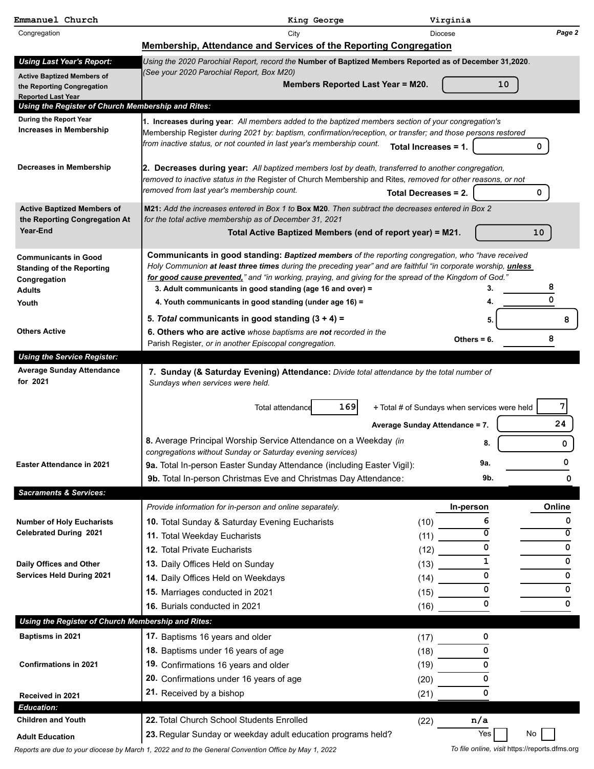| Emmanuel Church | King George | Virginia |
|---|---|---|
| Congregation | City | Diocese |

## Membership, Attendance and Services of the Reporting Congregation

**Using Last Year's Report:**

**Active Baptized Members of the Reporting Congregation Reported Last Year**

*Using the 2020 Parochial Report, record the* **Number of Baptized Members Reported as of December 31,2020**. *(See your 2020 Parochial Report, Box M20)*

**Members Reported Last Year = M20.** 10

**Using the Register of Church Membership and Rites:**

**During the Report Year Increases in Membership**

**1. Increases during year**: *All members added to the baptized members section of your congregation's* Membership Register *during 2021 by: baptism, confirmation/reception, or transfer; and those persons restored from inactive status, or not counted in last year's membership count.* **Total Increases = 1.** 0

**Decreases in Membership**

**2. Decreases during year:** *All baptized members lost by death, transferred to another congregation, removed to inactive status in the* Register of Church Membership and Rites*, removed for other reasons, or not removed from last year's membership count.* **Total Decreases = 2.** 0

**Active Baptized Members of the Reporting Congregation At Year-End**

**M21:** *Add the increases entered in Box 1 to* **Box M20**. *Then subtract the decreases entered in Box 2 for the total active membership as of December 31, 2021*

**Total Active Baptized Members (end of report year) = M21.** 10

**Communicants in Good Standing of the Reporting Congregation**

**Communicants in good standing:** ***Baptized members*** *of the reporting congregation, who "have received Holy Communion* ***at least three times*** *during the preceding year" and are faithful "in corporate worship,* ***unless for good cause prevented,***" *and "in working, praying, and giving for the spread of the Kingdom of God."*

| | | |
|---|---|---|
| Adults | **3. Adult communicants in good standing (age 16 and over) =** | 3. 8 |
| Youth | **4. Youth communicants in good standing (under age 16) =** | 4. 0 |
| | **5. *Total* communicants in good standing (3 + 4) =** | 5. 8 |
| Others Active | **6. Others who are active** *whose baptisms are* ***not*** *recorded in the* Parish Register, *or in another Episcopal congregation.* | Others = 6. 8 |

**Using the Service Register:**

**Average Sunday Attendance for 2021**

**7. Sunday (& Saturday Evening) Attendance:** *Divide total attendance by the total number of Sundays when services were held.*

Total attendance 169 ÷ Total # of Sundays when services were held 7

**Average Sunday Attendance = 7.** 24

**8.** Average Principal Worship Service Attendance on a Weekday *(in congregations without Sunday or Saturday evening services)* 8. 0

**Easter Attendance in 2021**

**9a.** Total In-person Easter Sunday Attendance (including Easter Vigil): 9a. 0

**9b.** Total In-person Christmas Eve and Christmas Day Attendance: 9b. 0

**Sacraments & Services:**

*Provide information for in-person and online separately.*

| | | | In-person | Online |
|---|---|---|---|---|
| **Number of Holy Eucharists Celebrated During 2021** | **10.** Total Sunday & Saturday Evening Eucharists | (10) | 6 | 0 |
| | **11.** Total Weekday Eucharists | (11) | 0 | 0 |
| | **12.** Total Private Eucharists | (12) | 0 | 0 |
| **Daily Offices and Other Services Held During 2021** | **13.** Daily Offices Held on Sunday | (13) | 1 | 0 |
| | **14.** Daily Offices Held on Weekdays | (14) | 0 | 0 |
| | **15.** Marriages conducted in 2021 | (15) | 0 | 0 |
| | **16.** Burials conducted in 2021 | (16) | 0 | 0 |

**Using the Register of Church Membership and Rites:**

| | | | |
|---|---|---|---|
| **Baptisms in 2021** | **17.** Baptisms 16 years and older | (17) | 0 |
| | **18.** Baptisms under 16 years of age | (18) | 0 |
| **Confirmations in 2021** | **19.** Confirmations 16 years and older | (19) | 0 |
| | **20.** Confirmations under 16 years of age | (20) | 0 |
| **Received in 2021** | **21.** Received by a bishop | (21) | 0 |

**Education:**

| | | | |
|---|---|---|---|
| **Children and Youth** | **22.** Total Church School Students Enrolled | (22) | n/a |
| **Adult Education** | **23.** Regular Sunday or weekday adult education programs held? | | Yes ☐ No ☐ |

*Reports are due to your diocese by March 1, 2022 and to the General Convention Office by May 1, 2022*

*To file online, visit* https://reports.dfms.org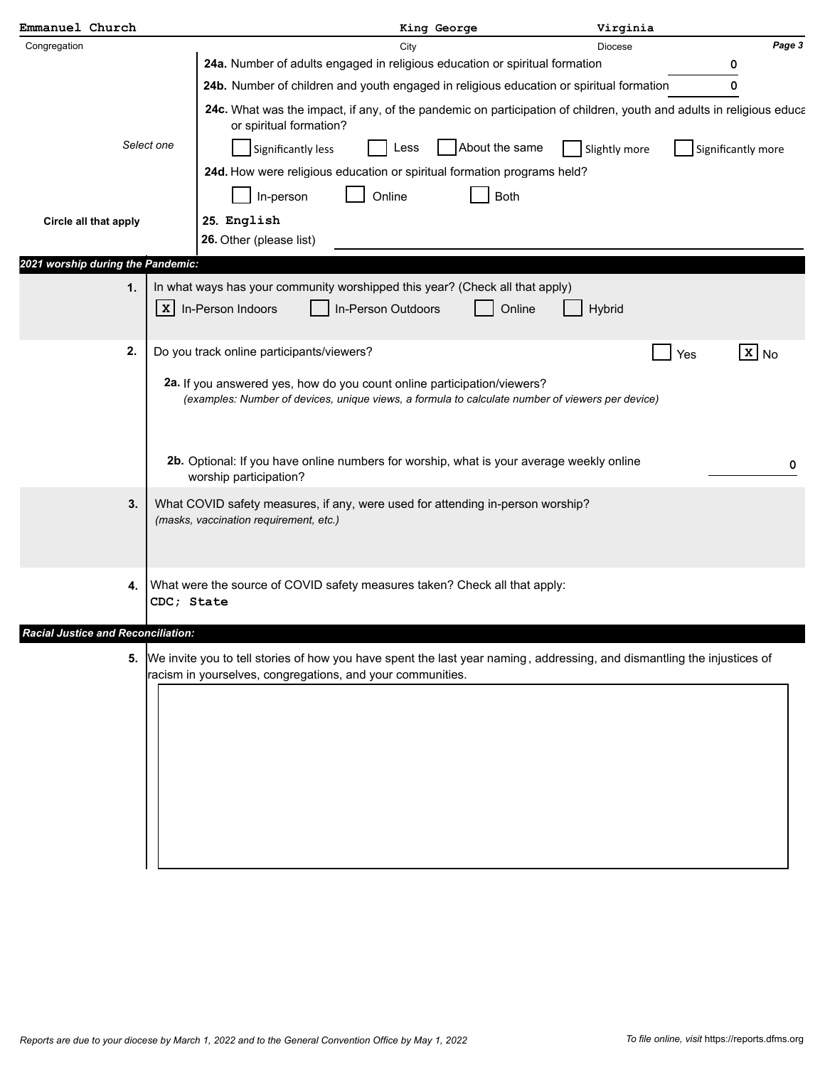**Emmanuel Church** — King George — Virginia

Congregation — City — Diocese

**24a.** Number of adults engaged in religious education or spiritual formation: 0

**24b.** Number of children and youth engaged in religious education or spiritual formation: 0

**24c.** What was the impact, if any, of the pandemic on participation of children, youth and adults in religious educa or spiritual formation?

*Select one*

- [ ] Significantly less
- [ ] Less
- [ ] About the same
- [ ] Slightly more
- [ ] Significantly more

**24d.** How were religious education or spiritual formation programs held?

- [ ] In-person
- [ ] Online
- [ ] Both

**Circle all that apply**

**25.** English

**26.** Other (please list)

## *2021 worship during the Pandemic:*

**1.** In what ways has your community worshipped this year? (Check all that apply)

- [x] In-Person Indoors
- [ ] In-Person Outdoors
- [ ] Online
- [ ] Hybrid

**2.** Do you track online participants/viewers?

- [ ] Yes
- [x] No

**2a.** If you answered yes, how do you count online participation/viewers?
*(examples: Number of devices, unique views, a formula to calculate number of viewers per device)*

**2b.** Optional: If you have online numbers for worship, what is your average weekly online worship participation? 0

**3.** What COVID safety measures, if any, were used for attending in-person worship?
*(masks, vaccination requirement, etc.)*

**4.** What were the source of COVID safety measures taken? Check all that apply:
CDC; State

## *Racial Justice and Reconciliation:*

**5.** We invite you to tell stories of how you have spent the last year naming, addressing, and dismantling the injustices of racism in yourselves, congregations, and your communities.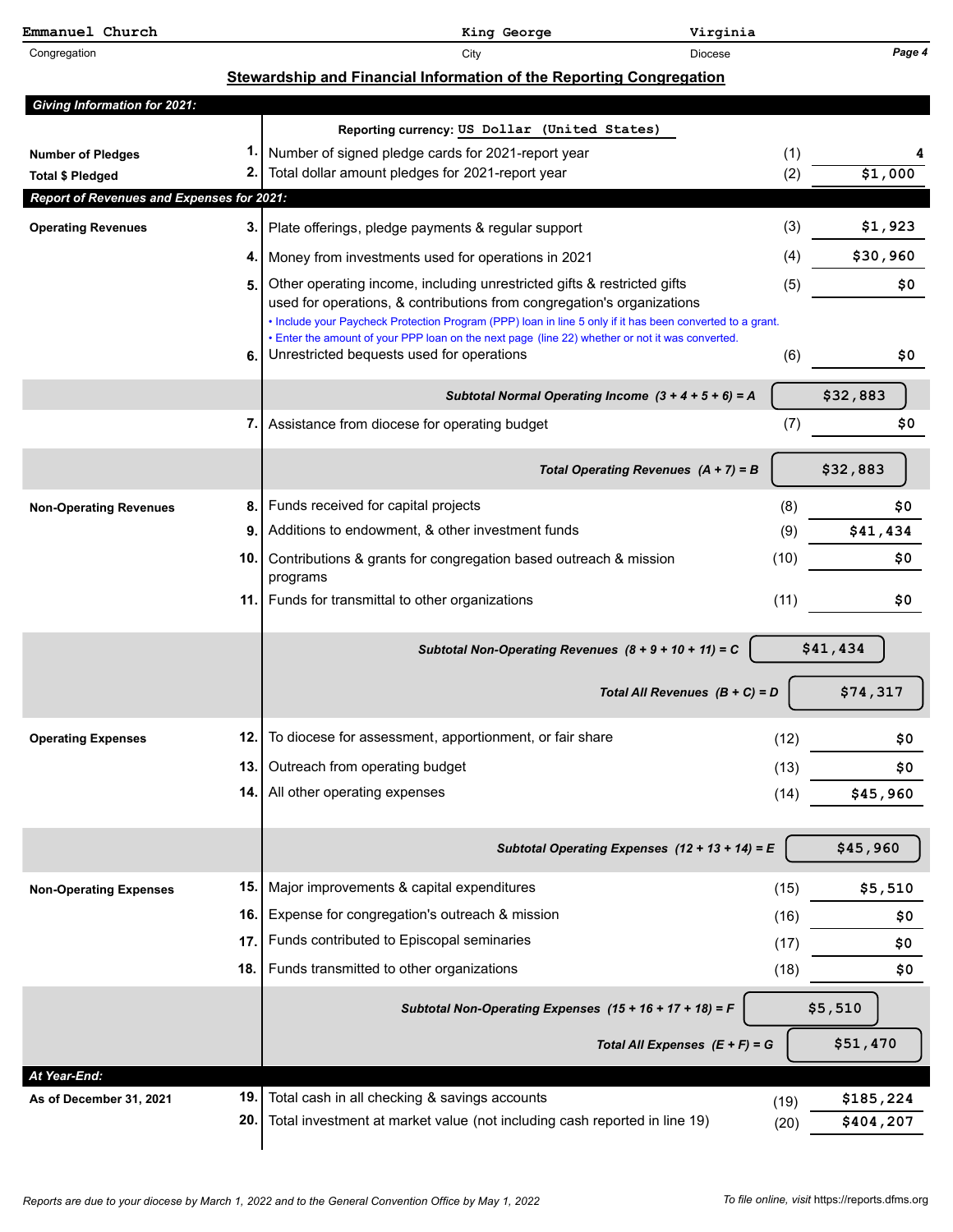Emmanuel Church | King George | Virginia

Congregation | City | Diocese

## Stewardship and Financial Information of the Reporting Congregation

### Giving Information for 2021:

Reporting currency: US Dollar (United States)

| | | | | |
|---|---|---|---|---|
| **Number of Pledges** | 1. | Number of signed pledge cards for 2021-report year | (1) | 4 |
| **Total $ Pledged** | 2. | Total dollar amount pledges for 2021-report year | (2) | $1,000 |

### Report of Revenues and Expenses for 2021:

| | | | | |
|---|---|---|---|---|
| **Operating Revenues** | 3. | Plate offerings, pledge payments & regular support | (3) | $1,923 |
| | 4. | Money from investments used for operations in 2021 | (4) | $30,960 |
| | 5. | Other operating income, including unrestricted gifts & restricted gifts used for operations, & contributions from congregation's organizations<br>• Include your Paycheck Protection Program (PPP) loan in line 5 only if it has been converted to a grant.<br>• Enter the amount of your PPP loan on the next page (line 22) whether or not it was converted. | (5) | $0 |
| | 6. | Unrestricted bequests used for operations | (6) | $0 |
| | | ***Subtotal Normal Operating Income (3 + 4 + 5 + 6) = A*** | | $32,883 |
| | 7. | Assistance from diocese for operating budget | (7) | $0 |
| | | ***Total Operating Revenues (A + 7) = B*** | | $32,883 |
| **Non-Operating Revenues** | 8. | Funds received for capital projects | (8) | $0 |
| | 9. | Additions to endowment, & other investment funds | (9) | $41,434 |
| | 10. | Contributions & grants for congregation based outreach & mission programs | (10) | $0 |
| | 11. | Funds for transmittal to other organizations | (11) | $0 |
| | | ***Subtotal Non-Operating Revenues (8 + 9 + 10 + 11) = C*** | | $41,434 |
| | | ***Total All Revenues (B + C) = D*** | | $74,317 |
| **Operating Expenses** | 12. | To diocese for assessment, apportionment, or fair share | (12) | $0 |
| | 13. | Outreach from operating budget | (13) | $0 |
| | 14. | All other operating expenses | (14) | $45,960 |
| | | ***Subtotal Operating Expenses (12 + 13 + 14) = E*** | | $45,960 |
| **Non-Operating Expenses** | 15. | Major improvements & capital expenditures | (15) | $5,510 |
| | 16. | Expense for congregation's outreach & mission | (16) | $0 |
| | 17. | Funds contributed to Episcopal seminaries | (17) | $0 |
| | 18. | Funds transmitted to other organizations | (18) | $0 |
| | | ***Subtotal Non-Operating Expenses (15 + 16 + 17 + 18) = F*** | | $5,510 |
| | | ***Total All Expenses (E + F) = G*** | | $51,470 |

### At Year-End:

| | | | | |
|---|---|---|---|---|
| **As of December 31, 2021** | 19. | Total cash in all checking & savings accounts | (19) | $185,224 |
| | 20. | Total investment at market value (not including cash reported in line 19) | (20) | $404,207 |

*Reports are due to your diocese by March 1, 2022 and to the General Convention Office by May 1, 2022*

*To file online, visit* https://reports.dfms.org